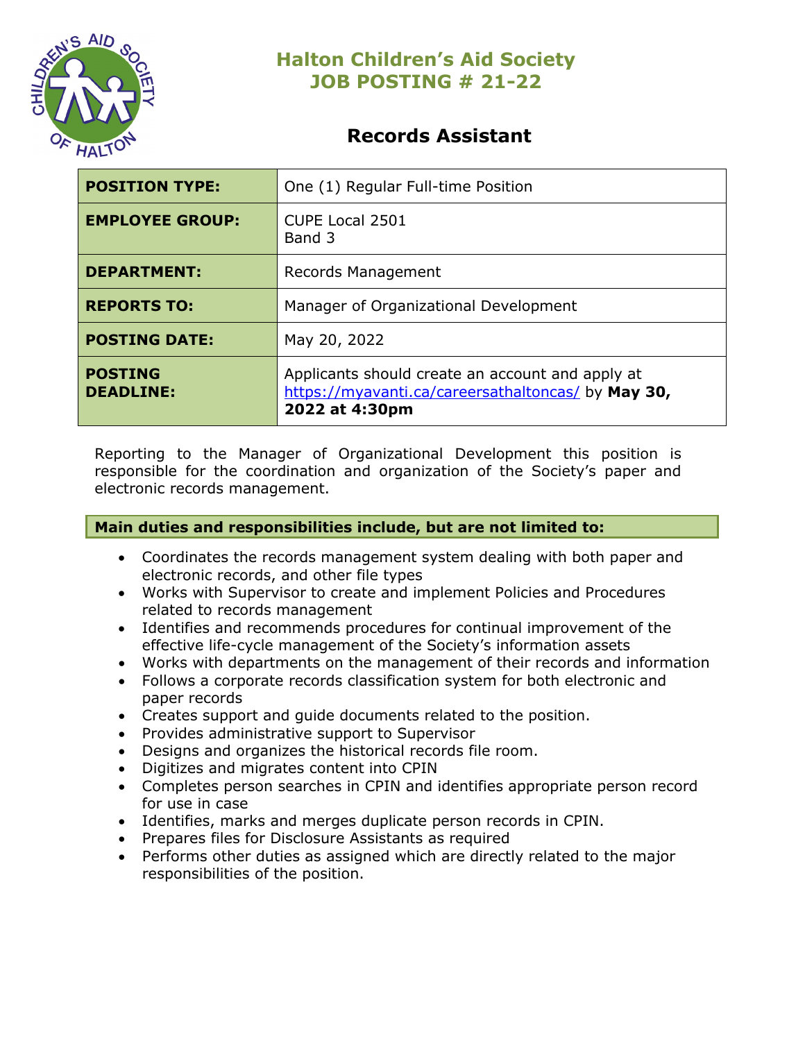# Halton Children's Aid Society
# JOB POSTING # 21-22

## Records Assistant

| | |
|---|---|
| **POSITION TYPE:** | One (1) Regular Full-time Position |
| **EMPLOYEE GROUP:** | CUPE Local 2501<br>Band 3 |
| **DEPARTMENT:** | Records Management |
| **REPORTS TO:** | Manager of Organizational Development |
| **POSTING DATE:** | May 20, 2022 |
| **POSTING DEADLINE:** | Applicants should create an account and apply at https://myavanti.ca/careersathaltoncas/ by **May 30, 2022 at 4:30pm** |

Reporting to the Manager of Organizational Development this position is responsible for the coordination and organization of the Society's paper and electronic records management.

**Main duties and responsibilities include, but are not limited to:**

- Coordinates the records management system dealing with both paper and electronic records, and other file types
- Works with Supervisor to create and implement Policies and Procedures related to records management
- Identifies and recommends procedures for continual improvement of the effective life-cycle management of the Society's information assets
- Works with departments on the management of their records and information
- Follows a corporate records classification system for both electronic and paper records
- Creates support and guide documents related to the position.
- Provides administrative support to Supervisor
- Designs and organizes the historical records file room.
- Digitizes and migrates content into CPIN
- Completes person searches in CPIN and identifies appropriate person record for use in case
- Identifies, marks and merges duplicate person records in CPIN.
- Prepares files for Disclosure Assistants as required
- Performs other duties as assigned which are directly related to the major responsibilities of the position.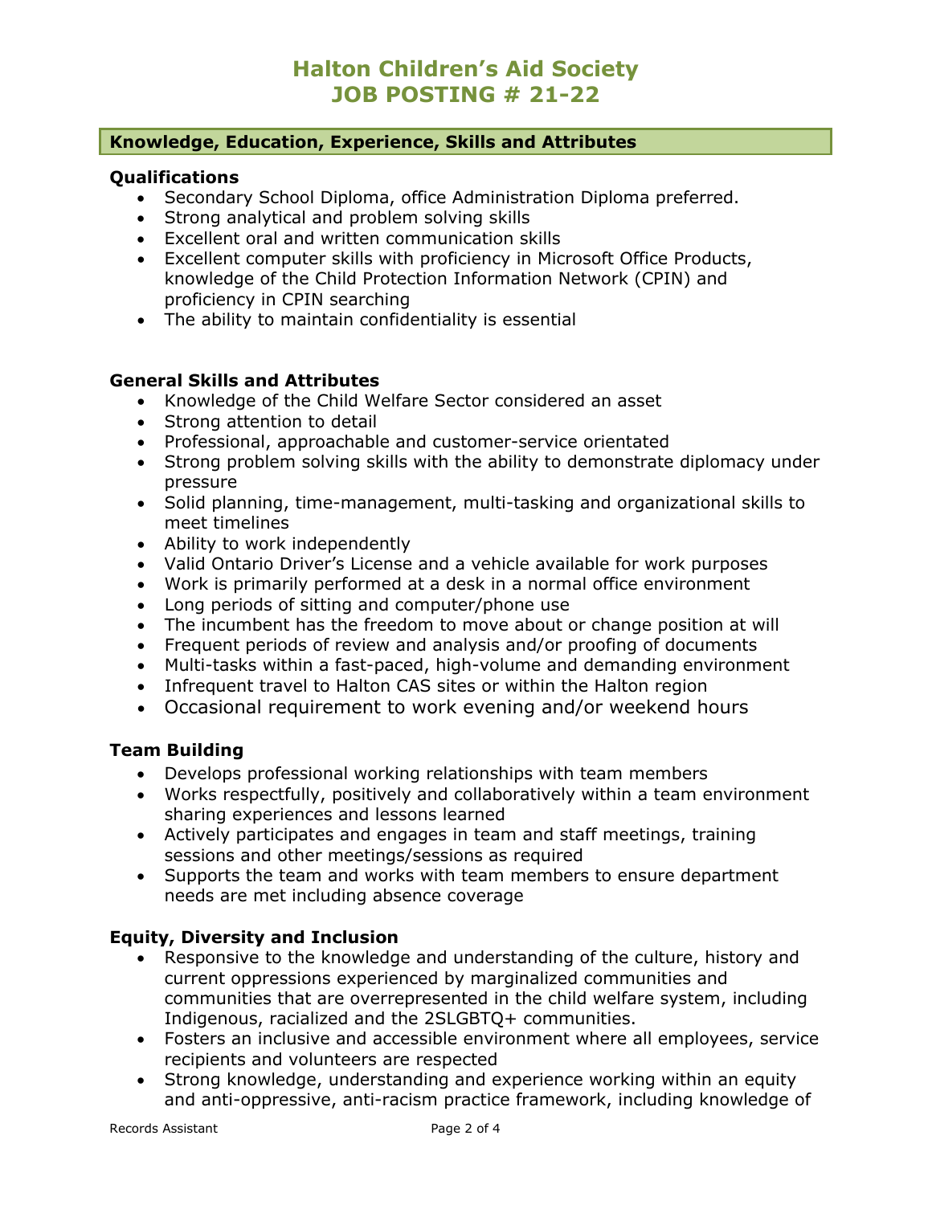# Halton Children's Aid Society
# JOB POSTING # 21-22

## Knowledge, Education, Experience, Skills and Attributes

### Qualifications

- Secondary School Diploma, office Administration Diploma preferred.
- Strong analytical and problem solving skills
- Excellent oral and written communication skills
- Excellent computer skills with proficiency in Microsoft Office Products, knowledge of the Child Protection Information Network (CPIN) and proficiency in CPIN searching
- The ability to maintain confidentiality is essential

### General Skills and Attributes

- Knowledge of the Child Welfare Sector considered an asset
- Strong attention to detail
- Professional, approachable and customer-service orientated
- Strong problem solving skills with the ability to demonstrate diplomacy under pressure
- Solid planning, time-management, multi-tasking and organizational skills to meet timelines
- Ability to work independently
- Valid Ontario Driver's License and a vehicle available for work purposes
- Work is primarily performed at a desk in a normal office environment
- Long periods of sitting and computer/phone use
- The incumbent has the freedom to move about or change position at will
- Frequent periods of review and analysis and/or proofing of documents
- Multi-tasks within a fast-paced, high-volume and demanding environment
- Infrequent travel to Halton CAS sites or within the Halton region
- Occasional requirement to work evening and/or weekend hours

### Team Building

- Develops professional working relationships with team members
- Works respectfully, positively and collaboratively within a team environment sharing experiences and lessons learned
- Actively participates and engages in team and staff meetings, training sessions and other meetings/sessions as required
- Supports the team and works with team members to ensure department needs are met including absence coverage

### Equity, Diversity and Inclusion

- Responsive to the knowledge and understanding of the culture, history and current oppressions experienced by marginalized communities and communities that are overrepresented in the child welfare system, including Indigenous, racialized and the 2SLGBTQ+ communities.
- Fosters an inclusive and accessible environment where all employees, service recipients and volunteers are respected
- Strong knowledge, understanding and experience working within an equity and anti-oppressive, anti-racism practice framework, including knowledge of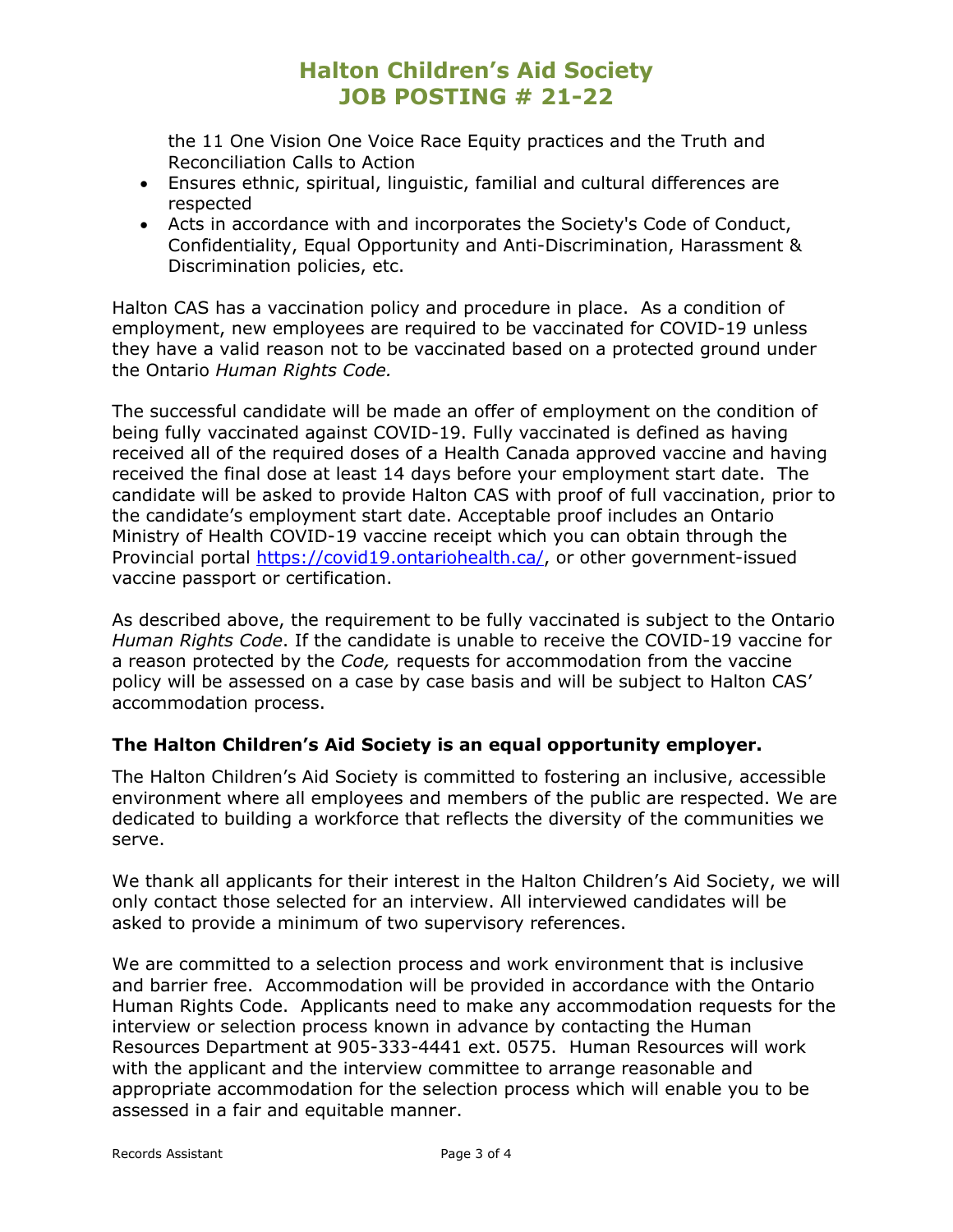the 11 One Vision One Voice Race Equity practices and the Truth and Reconciliation Calls to Action

- Ensures ethnic, spiritual, linguistic, familial and cultural differences are respected
- Acts in accordance with and incorporates the Society's Code of Conduct, Confidentiality, Equal Opportunity and Anti-Discrimination, Harassment & Discrimination policies, etc.

Halton CAS has a vaccination policy and procedure in place. As a condition of employment, new employees are required to be vaccinated for COVID-19 unless they have a valid reason not to be vaccinated based on a protected ground under the Ontario *Human Rights Code.*

The successful candidate will be made an offer of employment on the condition of being fully vaccinated against COVID-19. Fully vaccinated is defined as having received all of the required doses of a Health Canada approved vaccine and having received the final dose at least 14 days before your employment start date. The candidate will be asked to provide Halton CAS with proof of full vaccination, prior to the candidate's employment start date. Acceptable proof includes an Ontario Ministry of Health COVID-19 vaccine receipt which you can obtain through the Provincial portal https://covid19.ontariohealth.ca/, or other government-issued vaccine passport or certification.

As described above, the requirement to be fully vaccinated is subject to the Ontario *Human Rights Code*. If the candidate is unable to receive the COVID-19 vaccine for a reason protected by the *Code,* requests for accommodation from the vaccine policy will be assessed on a case by case basis and will be subject to Halton CAS' accommodation process.

**The Halton Children's Aid Society is an equal opportunity employer.**

The Halton Children's Aid Society is committed to fostering an inclusive, accessible environment where all employees and members of the public are respected. We are dedicated to building a workforce that reflects the diversity of the communities we serve.

We thank all applicants for their interest in the Halton Children's Aid Society, we will only contact those selected for an interview. All interviewed candidates will be asked to provide a minimum of two supervisory references.

We are committed to a selection process and work environment that is inclusive and barrier free. Accommodation will be provided in accordance with the Ontario Human Rights Code. Applicants need to make any accommodation requests for the interview or selection process known in advance by contacting the Human Resources Department at 905-333-4441 ext. 0575. Human Resources will work with the applicant and the interview committee to arrange reasonable and appropriate accommodation for the selection process which will enable you to be assessed in a fair and equitable manner.